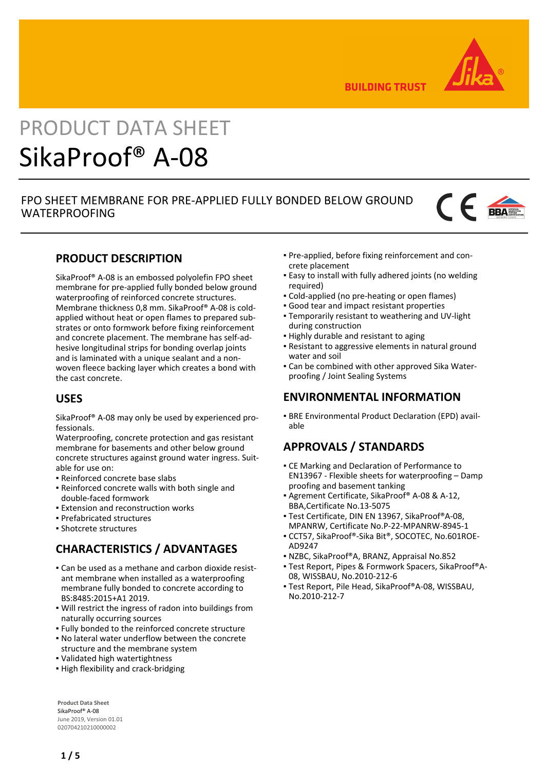BUILDING TRUST

# PRODUCT DATA SHEET

# SikaProof® A-08

FPO SHEET MEMBRANE FOR PRE-APPLIED FULLY BONDED BELOW GROUND WATERPROOFING

## PRODUCT DESCRIPTION

SikaProof® A-08 is an embossed polyolefin FPO sheet membrane for pre-applied fully bonded below ground waterproofing of reinforced concrete structures. Membrane thickness 0,8 mm. SikaProof® A-08 is cold-applied without heat or open flames to prepared substrates or onto formwork before fixing reinforcement and concrete placement. The membrane has self-adhesive longitudinal strips for bonding overlap joints and is laminated with a unique sealant and a non-woven fleece backing layer which creates a bond with the cast concrete.

## USES

SikaProof® A-08 may only be used by experienced professionals.
Waterproofing, concrete protection and gas resistant membrane for basements and other below ground concrete structures against ground water ingress. Suitable for use on:

- Reinforced concrete base slabs
- Reinforced concrete walls with both single and double-faced formwork
- Extension and reconstruction works
- Prefabricated structures
- Shotcrete structures

## CHARACTERISTICS / ADVANTAGES

- Can be used as a methane and carbon dioxide resistant membrane when installed as a waterproofing membrane fully bonded to concrete according to BS:8485:2015+A1 2019.
- Will restrict the ingress of radon into buildings from naturally occurring sources
- Fully bonded to the reinforced concrete structure
- No lateral water underflow between the concrete structure and the membrane system
- Validated high watertightness
- High flexibility and crack-bridging
- Pre-applied, before fixing reinforcement and concrete placement
- Easy to install with fully adhered joints (no welding required)
- Cold-applied (no pre-heating or open flames)
- Good tear and impact resistant properties
- Temporarily resistant to weathering and UV-light during construction
- Highly durable and resistant to aging
- Resistant to aggressive elements in natural ground water and soil
- Can be combined with other approved Sika Waterproofing / Joint Sealing Systems

## ENVIRONMENTAL INFORMATION

- BRE Environmental Product Declaration (EPD) available

## APPROVALS / STANDARDS

- CE Marking and Declaration of Performance to EN13967 - Flexible sheets for waterproofing – Damp proofing and basement tanking
- Agrement Certificate, SikaProof® A-08 & A-12, BBA,Certificate No.13-5075
- Test Certificate, DIN EN 13967, SikaProof®A-08, MPANRW, Certificate No.P-22-MPANRW-8945-1
- CCT57, SikaProof®-Sika Bit®, SOCOTEC, No.601ROE-AD9247
- NZBC, SikaProof®A, BRANZ, Appraisal No.852
- Test Report, Pipes & Formwork Spacers, SikaProof®A-08, WISSBAU, No.2010-212-6
- Test Report, Pile Head, SikaProof®A-08, WISSBAU, No.2010-212-7

**Product Data Sheet**
SikaProof® A-08
June 2019, Version 01.01
020704210210000002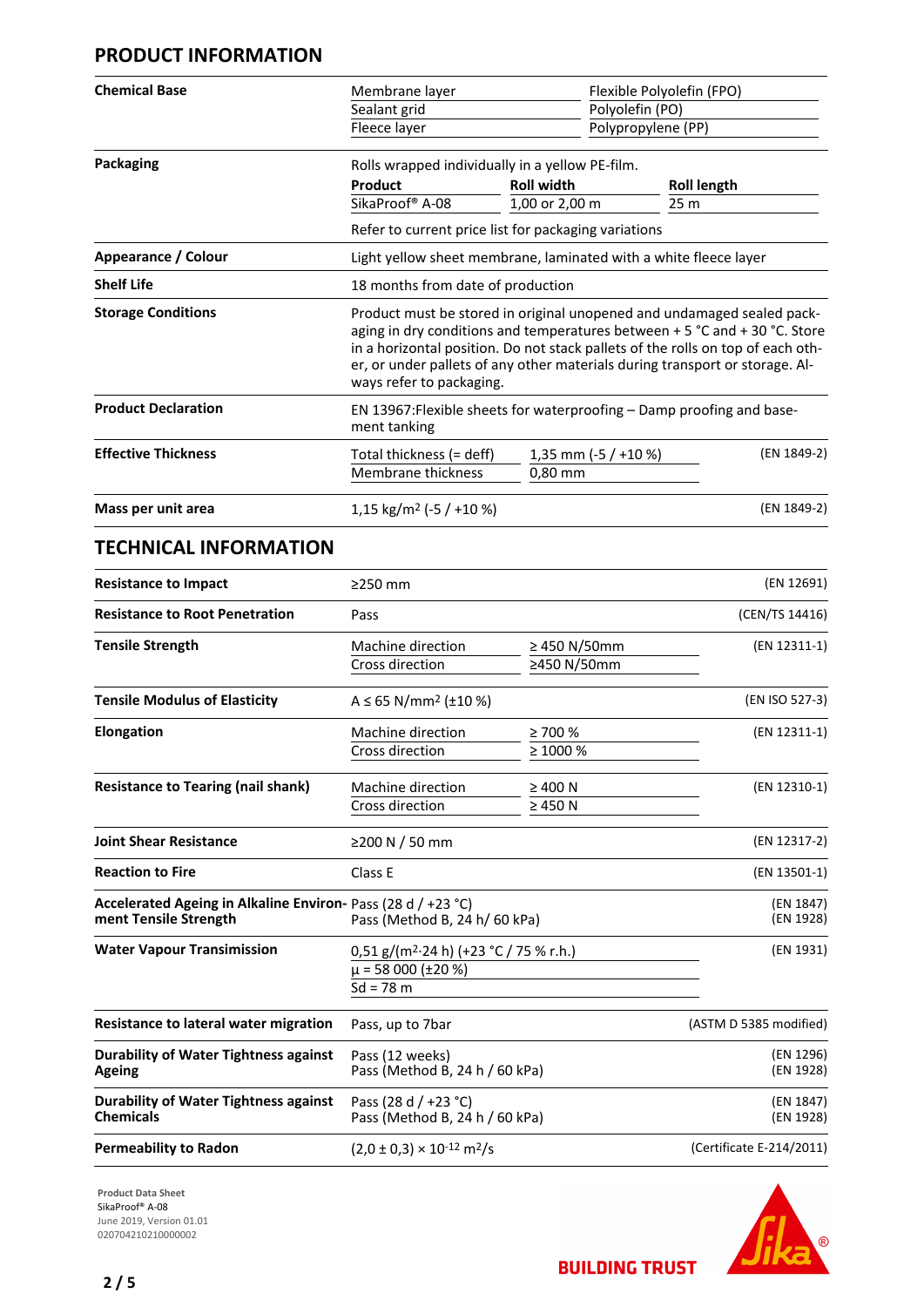## PRODUCT INFORMATION

| | | | |
|---|---|---|---|
| **Chemical Base** | Membrane layer | Flexible Polyolefin (FPO) | |
| | Sealant grid | Polyolefin (PO) | |
| | Fleece layer | Polypropylene (PP) | |
| **Packaging** | Rolls wrapped individually in a yellow PE-film. | | |
| | **Product** | **Roll width** | **Roll length** |
| | SikaProof® A-08 | 1,00 or 2,00 m | 25 m |
| | Refer to current price list for packaging variations | | |
| **Appearance / Colour** | Light yellow sheet membrane, laminated with a white fleece layer | | |
| **Shelf Life** | 18 months from date of production | | |
| **Storage Conditions** | Product must be stored in original unopened and undamaged sealed packaging in dry conditions and temperatures between + 5 °C and + 30 °C. Store in a horizontal position. Do not stack pallets of the rolls on top of each other, or under pallets of any other materials during transport or storage. Always refer to packaging. | | |
| **Product Declaration** | EN 13967:Flexible sheets for waterproofing – Damp proofing and basement tanking | | |
| **Effective Thickness** | Total thickness (= deff) | 1,35 mm (-5 / +10 %) | (EN 1849-2) |
| | Membrane thickness | 0,80 mm | |
| **Mass per unit area** | 1,15 kg/m² (-5 / +10 %) | | (EN 1849-2) |

## TECHNICAL INFORMATION

| | | | |
|---|---|---|---|
| **Resistance to Impact** | ≥250 mm | | (EN 12691) |
| **Resistance to Root Penetration** | Pass | | (CEN/TS 14416) |
| **Tensile Strength** | Machine direction | ≥ 450 N/50mm | (EN 12311-1) |
| | Cross direction | ≥450 N/50mm | |
| **Tensile Modulus of Elasticity** | A ≤ 65 N/mm² (±10 %) | | (EN ISO 527-3) |
| **Elongation** | Machine direction | ≥ 700 % | (EN 12311-1) |
| | Cross direction | ≥ 1000 % | |
| **Resistance to Tearing (nail shank)** | Machine direction | ≥ 400 N | (EN 12310-1) |
| | Cross direction | ≥ 450 N | |
| **Joint Shear Resistance** | ≥200 N / 50 mm | | (EN 12317-2) |
| **Reaction to Fire** | Class E | | (EN 13501-1) |
| **Accelerated Ageing in Alkaline Environment Tensile Strength** | Pass (28 d / +23 °C)<br>Pass (Method B, 24 h/ 60 kPa) | | (EN 1847)<br>(EN 1928) |
| **Water Vapour Transimission** | 0,51 g/(m²·24 h) (+23 °C / 75 % r.h.) | | (EN 1931) |
| | μ = 58 000 (±20 %) | | |
| | Sd = 78 m | | |
| **Resistance to lateral water migration** | Pass, up to 7bar | | (ASTM D 5385 modified) |
| **Durability of Water Tightness against Ageing** | Pass (12 weeks)<br>Pass (Method B, 24 h / 60 kPa) | | (EN 1296)<br>(EN 1928) |
| **Durability of Water Tightness against Chemicals** | Pass (28 d / +23 °C)<br>Pass (Method B, 24 h / 60 kPa) | | (EN 1847)<br>(EN 1928) |
| **Permeability to Radon** | $(2,0 \pm 0,3) \times 10^{-12}$ m²/s | | (Certificate E-214/2011) |

**Product Data Sheet**
SikaProof® A-08
June 2019, Version 01.01
020704210210000002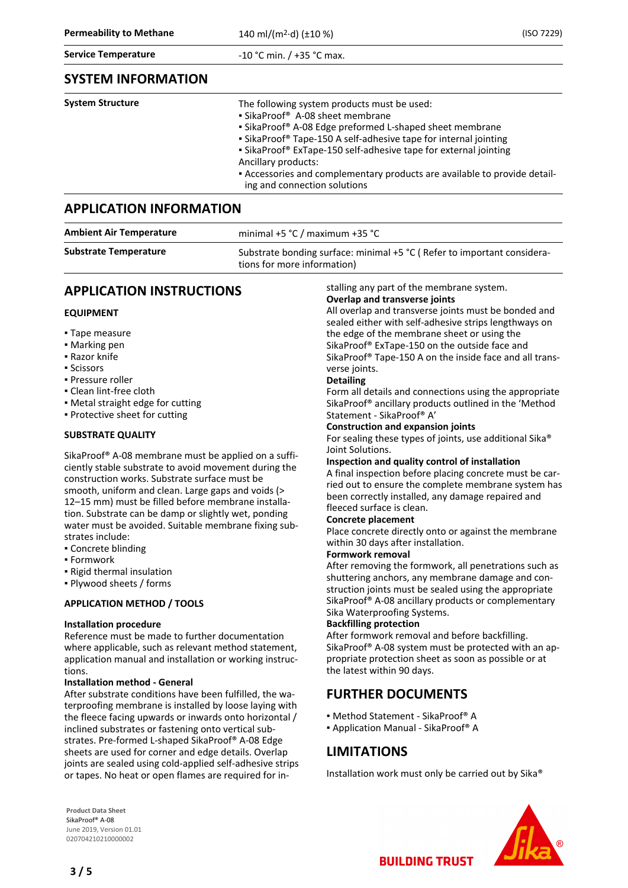| | | |
|---|---|---|
| **Permeability to Methane** | 140 ml/($m^2$·d) (±10 %) | (ISO 7229) |
| **Service Temperature** | -10 °C min. / +35 °C max. | |

## SYSTEM INFORMATION

| | |
|---|---|
| **System Structure** | The following system products must be used:<br>▪ SikaProof® A-08 sheet membrane<br>▪ SikaProof® A-08 Edge preformed L-shaped sheet membrane<br>▪ SikaProof® Tape-150 A self-adhesive tape for internal jointing<br>▪ SikaProof® ExTape-150 self-adhesive tape for external jointing<br>Ancillary products:<br>▪ Accessories and complementary products are available to provide detailing and connection solutions |

## APPLICATION INFORMATION

| | |
|---|---|
| **Ambient Air Temperature** | minimal +5 °C / maximum +35 °C |
| **Substrate Temperature** | Substrate bonding surface: minimal +5 °C ( Refer to important considerations for more information) |

## APPLICATION INSTRUCTIONS

### EQUIPMENT

- Tape measure
- Marking pen
- Razor knife
- Scissors
- Pressure roller
- Clean lint-free cloth
- Metal straight edge for cutting
- Protective sheet for cutting

### SUBSTRATE QUALITY

SikaProof® A-08 membrane must be applied on a sufficiently stable substrate to avoid movement during the construction works. Substrate surface must be smooth, uniform and clean. Large gaps and voids (> 12–15 mm) must be filled before membrane installation. Substrate can be damp or slightly wet, ponding water must be avoided. Suitable membrane fixing substrates include:

- Concrete blinding
- Formwork
- Rigid thermal insulation
- Plywood sheets / forms

### APPLICATION METHOD / TOOLS

**Installation procedure**

Reference must be made to further documentation where applicable, such as relevant method statement, application manual and installation or working instructions.

**Installation method - General**

After substrate conditions have been fulfilled, the waterproofing membrane is installed by loose laying with the fleece facing upwards or inwards onto horizontal / inclined substrates or fastening onto vertical substrates. Pre-formed L-shaped SikaProof® A-08 Edge sheets are used for corner and edge details. Overlap joints are sealed using cold-applied self-adhesive strips or tapes. No heat or open flames are required for installing any part of the membrane system.

**Overlap and transverse joints**

All overlap and transverse joints must be bonded and sealed either with self-adhesive strips lengthways on the edge of the membrane sheet or using the SikaProof® ExTape-150 on the outside face and SikaProof® Tape-150 A on the inside face and all transverse joints.

**Detailing**

Form all details and connections using the appropriate SikaProof® ancillary products outlined in the 'Method Statement - SikaProof® A'

**Construction and expansion joints**

For sealing these types of joints, use additional Sika® Joint Solutions.

**Inspection and quality control of installation**

A final inspection before placing concrete must be carried out to ensure the complete membrane system has been correctly installed, any damage repaired and fleeced surface is clean.

**Concrete placement**

Place concrete directly onto or against the membrane within 30 days after installation.

**Formwork removal**

After removing the formwork, all penetrations such as shuttering anchors, any membrane damage and construction joints must be sealed using the appropriate SikaProof® A-08 ancillary products or complementary Sika Waterproofing Systems.

**Backfilling protection**

After formwork removal and before backfilling. SikaProof® A-08 system must be protected with an appropriate protection sheet as soon as possible or at the latest within 90 days.

## FURTHER DOCUMENTS

- Method Statement - SikaProof® A
- Application Manual - SikaProof® A

## LIMITATIONS

Installation work must only be carried out by Sika®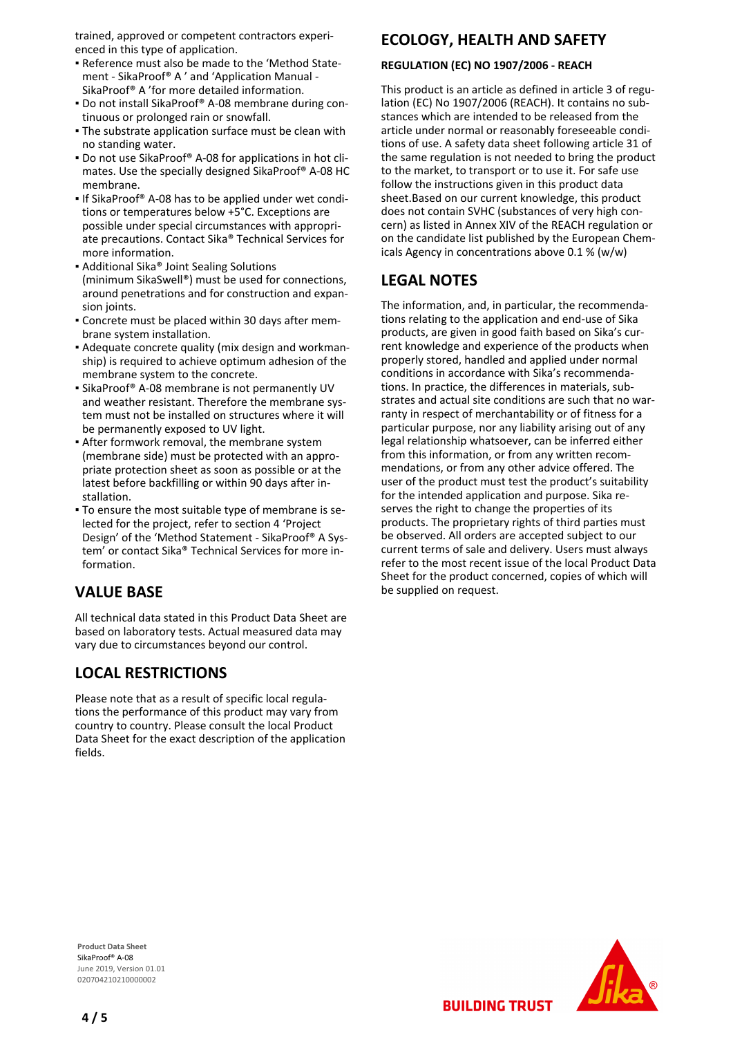trained, approved or competent contractors experienced in this type of application.

- Reference must also be made to the 'Method Statement - SikaProof® A ' and 'Application Manual - SikaProof® A 'for more detailed information.
- Do not install SikaProof® A-08 membrane during continuous or prolonged rain or snowfall.
- The substrate application surface must be clean with no standing water.
- Do not use SikaProof® A-08 for applications in hot climates. Use the specially designed SikaProof® A-08 HC membrane.
- If SikaProof® A-08 has to be applied under wet conditions or temperatures below +5°C. Exceptions are possible under special circumstances with appropriate precautions. Contact Sika® Technical Services for more information.
- Additional Sika® Joint Sealing Solutions (minimum SikaSwell®) must be used for connections, around penetrations and for construction and expansion joints.
- Concrete must be placed within 30 days after membrane system installation.
- Adequate concrete quality (mix design and workmanship) is required to achieve optimum adhesion of the membrane system to the concrete.
- SikaProof® A-08 membrane is not permanently UV and weather resistant. Therefore the membrane system must not be installed on structures where it will be permanently exposed to UV light.
- After formwork removal, the membrane system (membrane side) must be protected with an appropriate protection sheet as soon as possible or at the latest before backfilling or within 90 days after installation.
- To ensure the most suitable type of membrane is selected for the project, refer to section 4 'Project Design' of the 'Method Statement - SikaProof® A System' or contact Sika® Technical Services for more information.

## VALUE BASE

All technical data stated in this Product Data Sheet are based on laboratory tests. Actual measured data may vary due to circumstances beyond our control.

## LOCAL RESTRICTIONS

Please note that as a result of specific local regulations the performance of this product may vary from country to country. Please consult the local Product Data Sheet for the exact description of the application fields.

## ECOLOGY, HEALTH AND SAFETY

**REGULATION (EC) NO 1907/2006 - REACH**

This product is an article as defined in article 3 of regulation (EC) No 1907/2006 (REACH). It contains no substances which are intended to be released from the article under normal or reasonably foreseeable conditions of use. A safety data sheet following article 31 of the same regulation is not needed to bring the product to the market, to transport or to use it. For safe use follow the instructions given in this product data sheet.Based on our current knowledge, this product does not contain SVHC (substances of very high concern) as listed in Annex XIV of the REACH regulation or on the candidate list published by the European Chemicals Agency in concentrations above 0.1 % (w/w)

## LEGAL NOTES

The information, and, in particular, the recommendations relating to the application and end-use of Sika products, are given in good faith based on Sika's current knowledge and experience of the products when properly stored, handled and applied under normal conditions in accordance with Sika's recommendations. In practice, the differences in materials, substrates and actual site conditions are such that no warranty in respect of merchantability or of fitness for a particular purpose, nor any liability arising out of any legal relationship whatsoever, can be inferred either from this information, or from any written recommendations, or from any other advice offered. The user of the product must test the product's suitability for the intended application and purpose. Sika reserves the right to change the properties of its products. The proprietary rights of third parties must be observed. All orders are accepted subject to our current terms of sale and delivery. Users must always refer to the most recent issue of the local Product Data Sheet for the product concerned, copies of which will be supplied on request.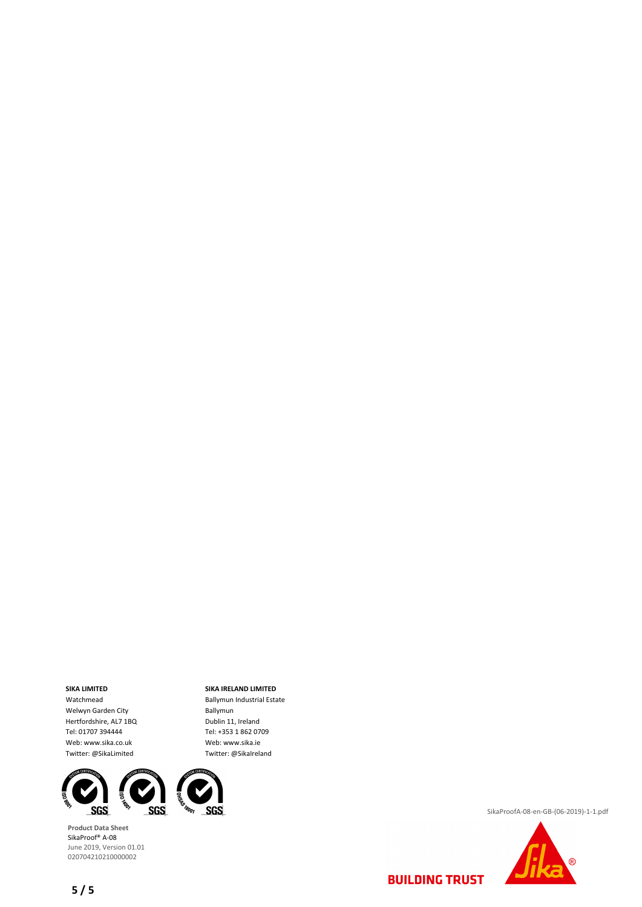**SIKA LIMITED**
Watchmead
Welwyn Garden City
Hertfordshire, AL7 1BQ
Tel: 01707 394444
Web: www.sika.co.uk
Twitter: @SikaLimited

**SIKA IRELAND LIMITED**
Ballymun Industrial Estate
Ballymun
Dublin 11, Ireland
Tel: +353 1 862 0709
Web: www.sika.ie
Twitter: @SikaIreland

**Product Data Sheet**
SikaProof® A-08
June 2019, Version 01.01
020704210210000002

SikaProofA-08-en-GB-(06-2019)-1-1.pdf

BUILDING TRUST